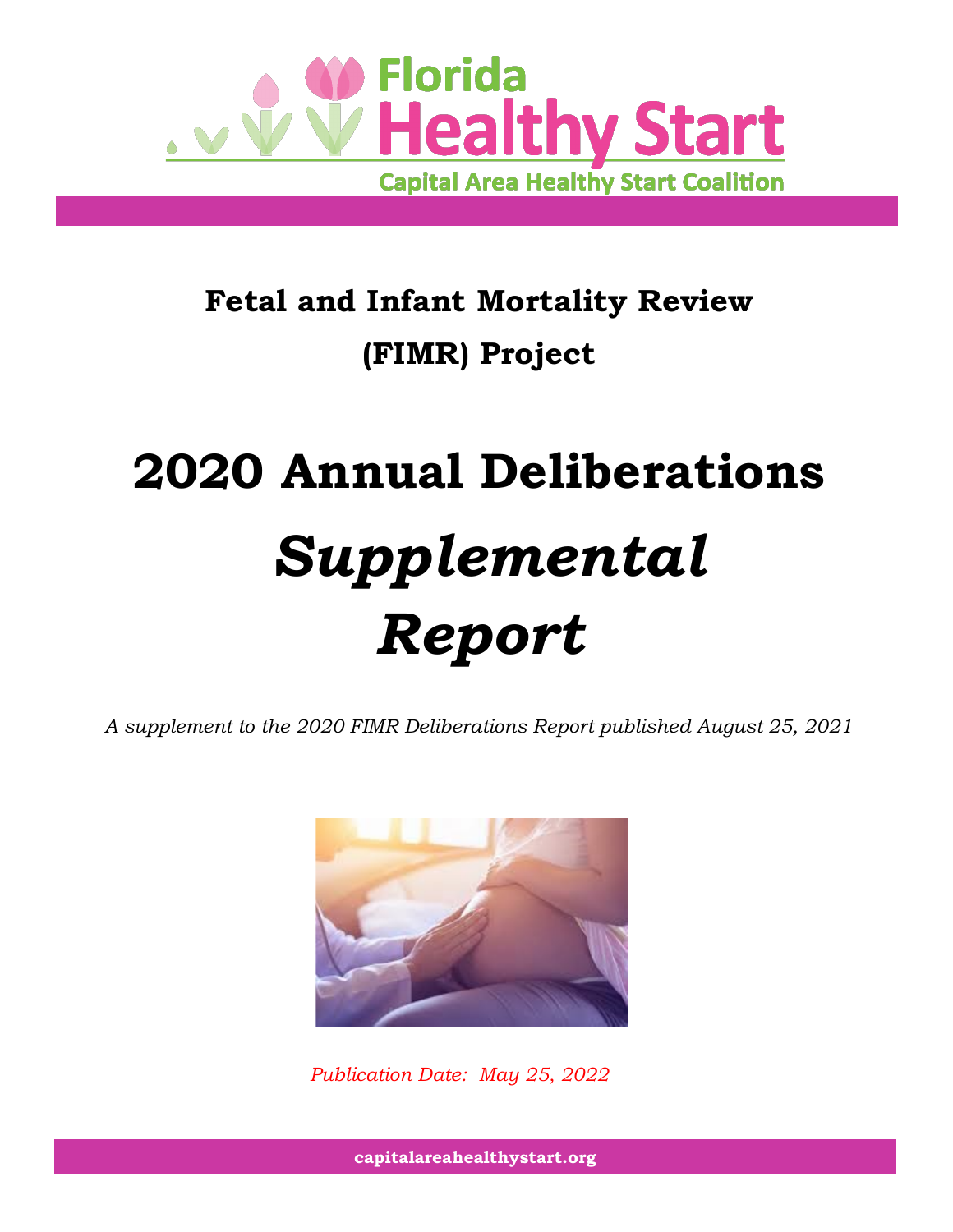Florida Healthy Start

Capital Area Healthy Start Coalition

## Fetal and Infant Mortality Review (FIMR) Project

# 2020 Annual Deliberations *Supplemental Report*

*A supplement to the 2020 FIMR Deliberations Report published August 25, 2021*

*Publication Date: May 25, 2022*

**capitalareahealthystart.org**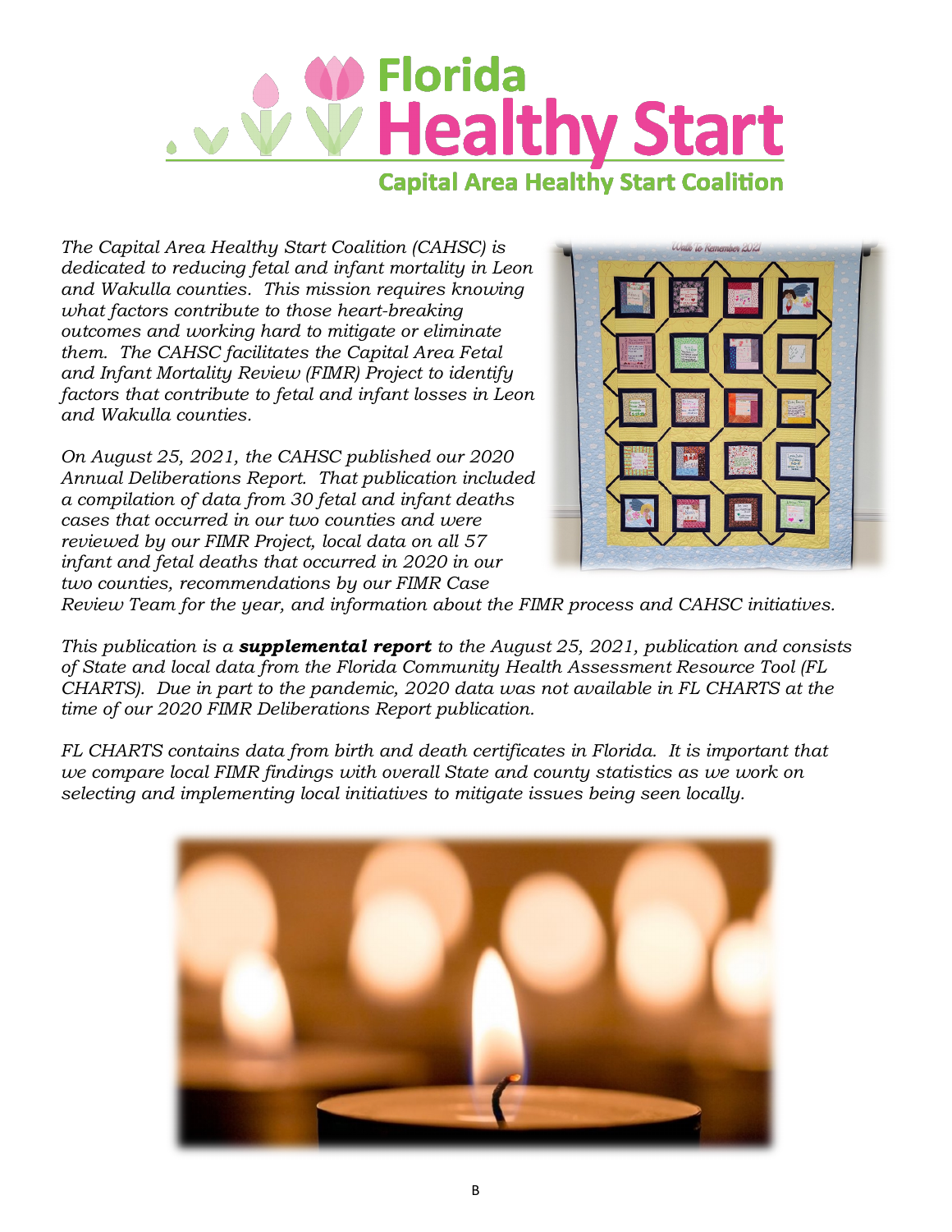# Florida Healthy Start

## Capital Area Healthy Start Coalition

*The Capital Area Healthy Start Coalition (CAHSC) is dedicated to reducing fetal and infant mortality in Leon and Wakulla counties. This mission requires knowing what factors contribute to those heart-breaking outcomes and working hard to mitigate or eliminate them. The CAHSC facilitates the Capital Area Fetal and Infant Mortality Review (FIMR) Project to identify factors that contribute to fetal and infant losses in Leon and Wakulla counties.*

*On August 25, 2021, the CAHSC published our 2020 Annual Deliberations Report. That publication included a compilation of data from 30 fetal and infant deaths cases that occurred in our two counties and were reviewed by our FIMR Project, local data on all 57 infant and fetal deaths that occurred in 2020 in our two counties, recommendations by our FIMR Case Review Team for the year, and information about the FIMR process and CAHSC initiatives.*

*This publication is a* ***supplemental report*** *to the August 25, 2021, publication and consists of State and local data from the Florida Community Health Assessment Resource Tool (FL CHARTS). Due in part to the pandemic, 2020 data was not available in FL CHARTS at the time of our 2020 FIMR Deliberations Report publication.*

*FL CHARTS contains data from birth and death certificates in Florida. It is important that we compare local FIMR findings with overall State and county statistics as we work on selecting and implementing local initiatives to mitigate issues being seen locally.*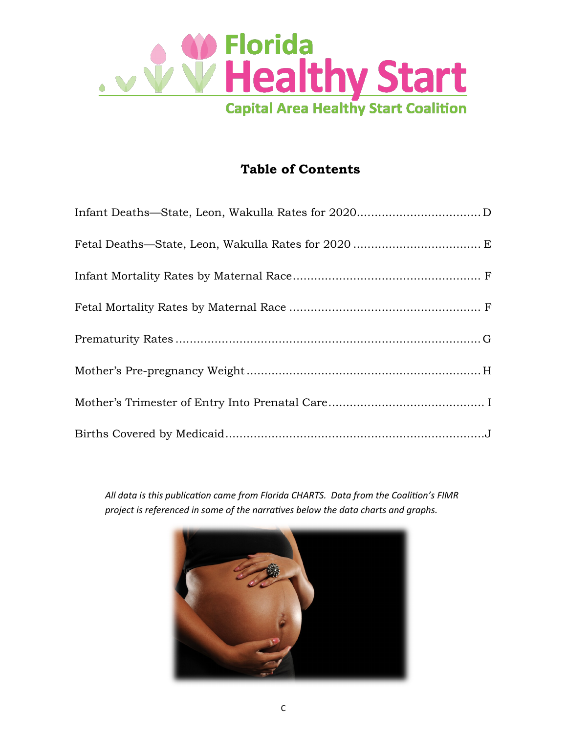Florida Healthy Start

Capital Area Healthy Start Coalition

## Table of Contents

Infant Deaths—State, Leon, Wakulla Rates for 2020 .................................. D

Fetal Deaths—State, Leon, Wakulla Rates for 2020 .................................. E

Infant Mortality Rates by Maternal Race .................................. F

Fetal Mortality Rates by Maternal Race .................................. F

Prematurity Rates .................................. G

Mother's Pre-pregnancy Weight .................................. H

Mother's Trimester of Entry Into Prenatal Care .................................. I

Births Covered by Medicaid .................................. J

*All data is this publication came from Florida CHARTS. Data from the Coalition's FIMR project is referenced in some of the narratives below the data charts and graphs.*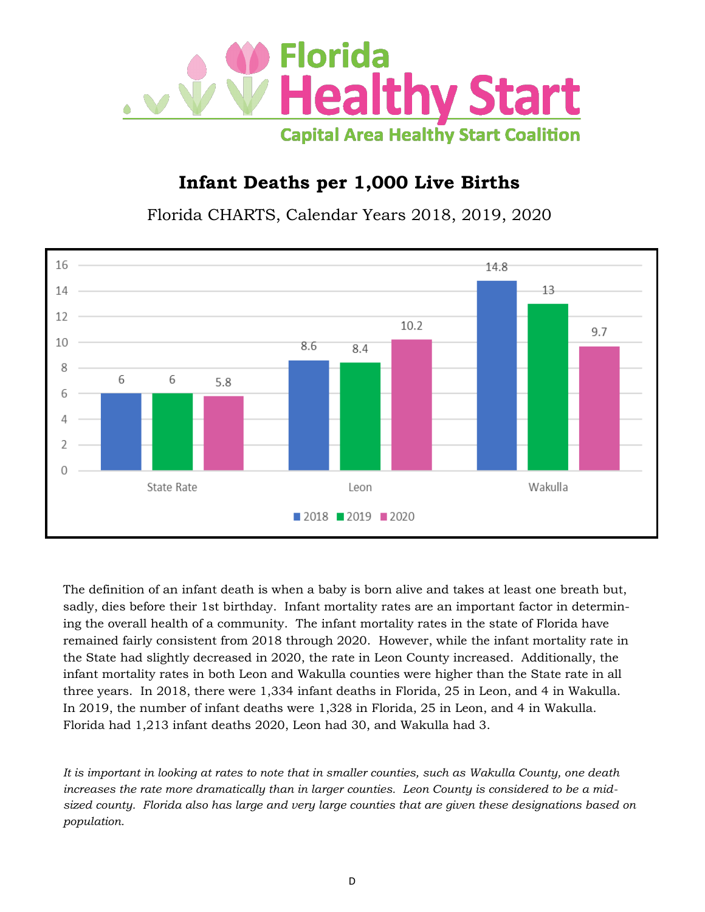Florida Healthy Start

Capital Area Healthy Start Coalition

# Infant Deaths per 1,000 Live Births

Florida CHARTS, Calendar Years 2018, 2019, 2020

| | 2018 | 2019 | 2020 |
|---|---|---|---|
| State Rate | 6 | 6 | 5.8 |
| Leon | 8.6 | 8.4 | 10.2 |
| Wakulla | 14.8 | 13 | 9.7 |

The definition of an infant death is when a baby is born alive and takes at least one breath but, sadly, dies before their 1st birthday. Infant mortality rates are an important factor in determining the overall health of a community. The infant mortality rates in the state of Florida have remained fairly consistent from 2018 through 2020. However, while the infant mortality rate in the State had slightly decreased in 2020, the rate in Leon County increased. Additionally, the infant mortality rates in both Leon and Wakulla counties were higher than the State rate in all three years. In 2018, there were 1,334 infant deaths in Florida, 25 in Leon, and 4 in Wakulla. In 2019, the number of infant deaths were 1,328 in Florida, 25 in Leon, and 4 in Wakulla. Florida had 1,213 infant deaths 2020, Leon had 30, and Wakulla had 3.

*It is important in looking at rates to note that in smaller counties, such as Wakulla County, one death increases the rate more dramatically than in larger counties. Leon County is considered to be a mid-sized county. Florida also has large and very large counties that are given these designations based on population.*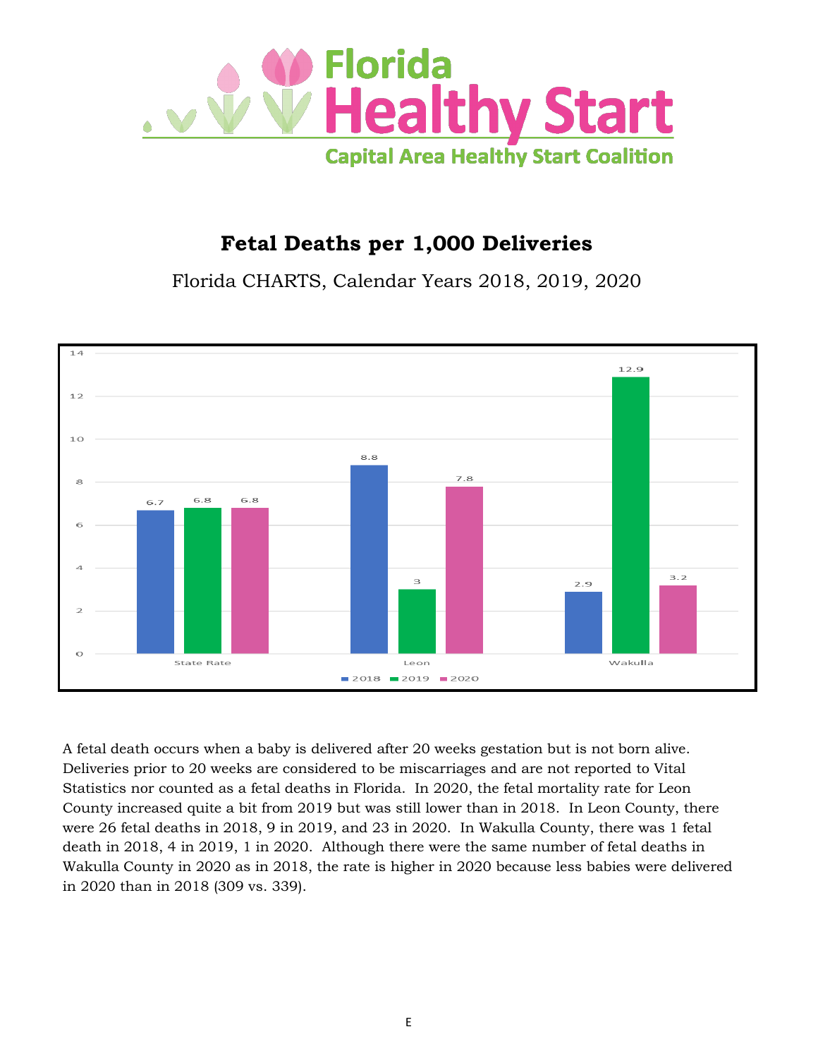Florida Healthy Start

Capital Area Healthy Start Coalition

# Fetal Deaths per 1,000 Deliveries

Florida CHARTS, Calendar Years 2018, 2019, 2020

| | 2018 | 2019 | 2020 |
|---|---|---|---|
| State Rate | 6.7 | 6.8 | 6.8 |
| Leon | 8.8 | 3 | 7.8 |
| Wakulla | 2.9 | 12.9 | 3.2 |

A fetal death occurs when a baby is delivered after 20 weeks gestation but is not born alive. Deliveries prior to 20 weeks are considered to be miscarriages and are not reported to Vital Statistics nor counted as a fetal deaths in Florida. In 2020, the fetal mortality rate for Leon County increased quite a bit from 2019 but was still lower than in 2018. In Leon County, there were 26 fetal deaths in 2018, 9 in 2019, and 23 in 2020. In Wakulla County, there was 1 fetal death in 2018, 4 in 2019, 1 in 2020. Although there were the same number of fetal deaths in Wakulla County in 2020 as in 2018, the rate is higher in 2020 because less babies were delivered in 2020 than in 2018 (309 vs. 339).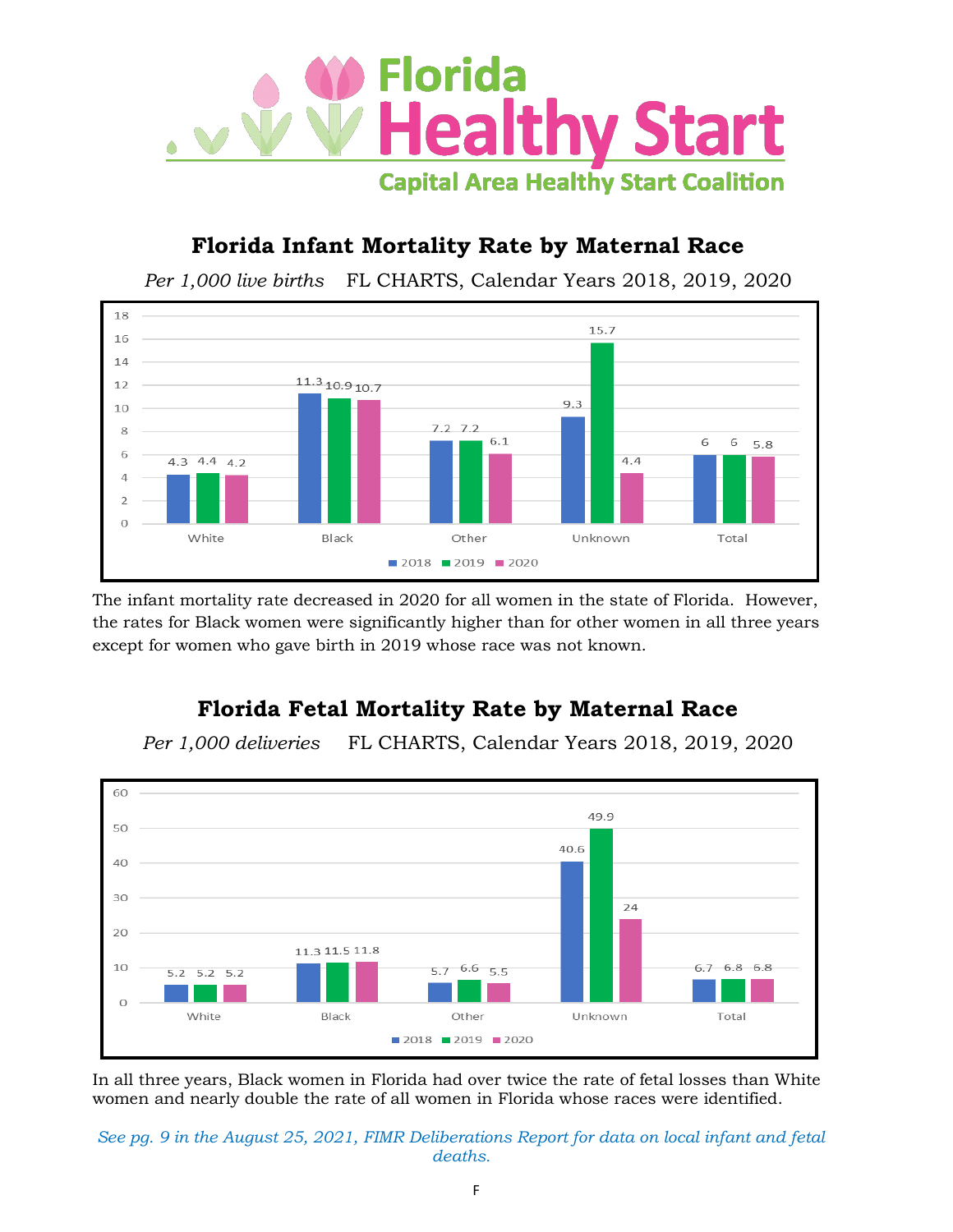Florida Healthy Start

Capital Area Healthy Start Coalition

## Florida Infant Mortality Rate by Maternal Race

*Per 1,000 live births* FL CHARTS, Calendar Years 2018, 2019, 2020

| | 2018 | 2019 | 2020 |
|---|---|---|---|
| White | 4.3 | 4.4 | 4.2 |
| Black | 11.3 | 10.9 | 10.7 |
| Other | 7.2 | 7.2 | 6.1 |
| Unknown | 9.3 | 15.7 | 4.4 |
| Total | 6 | 6 | 5.8 |

The infant mortality rate decreased in 2020 for all women in the state of Florida. However, the rates for Black women were significantly higher than for other women in all three years except for women who gave birth in 2019 whose race was not known.

## Florida Fetal Mortality Rate by Maternal Race

*Per 1,000 deliveries* FL CHARTS, Calendar Years 2018, 2019, 2020

| | 2018 | 2019 | 2020 |
|---|---|---|---|
| White | 5.2 | 5.2 | 5.2 |
| Black | 11.3 | 11.5 | 11.8 |
| Other | 5.7 | 6.6 | 5.5 |
| Unknown | 40.6 | 49.9 | 24 |
| Total | 6.7 | 6.8 | 6.8 |

In all three years, Black women in Florida had over twice the rate of fetal losses than White women and nearly double the rate of all women in Florida whose races were identified.

*See pg. 9 in the August 25, 2021, FIMR Deliberations Report for data on local infant and fetal deaths.*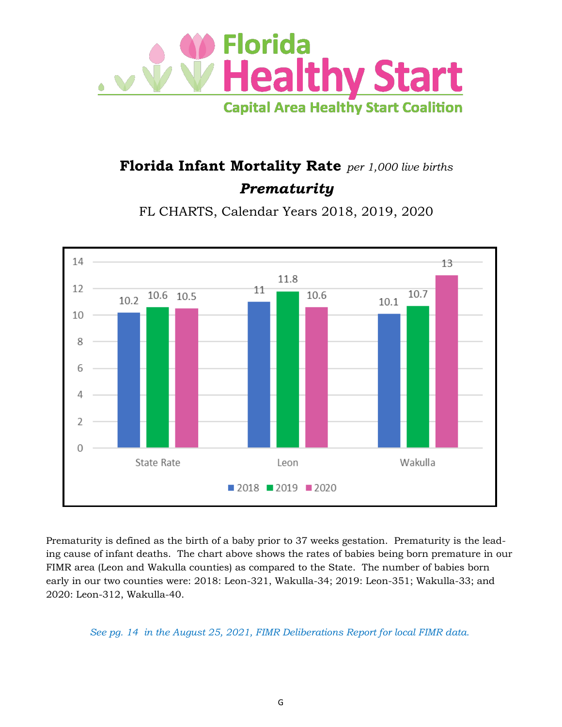# Florida Healthy Start

### Capital Area Healthy Start Coalition

## **Florida Infant Mortality Rate** *per 1,000 live births*

## ***Prematurity***

FL CHARTS, Calendar Years 2018, 2019, 2020

| | 2018 | 2019 | 2020 |
|---|---|---|---|
| State Rate | 10.2 | 10.6 | 10.5 |
| Leon | 11 | 11.8 | 10.6 |
| Wakulla | 10.1 | 10.7 | 13 |

Prematurity is defined as the birth of a baby prior to 37 weeks gestation. Prematurity is the leading cause of infant deaths. The chart above shows the rates of babies being born premature in our FIMR area (Leon and Wakulla counties) as compared to the State. The number of babies born early in our two counties were: 2018: Leon-321, Wakulla-34; 2019: Leon-351; Wakulla-33; and 2020: Leon-312, Wakulla-40.

*See pg. 14 in the August 25, 2021, FIMR Deliberations Report for local FIMR data.*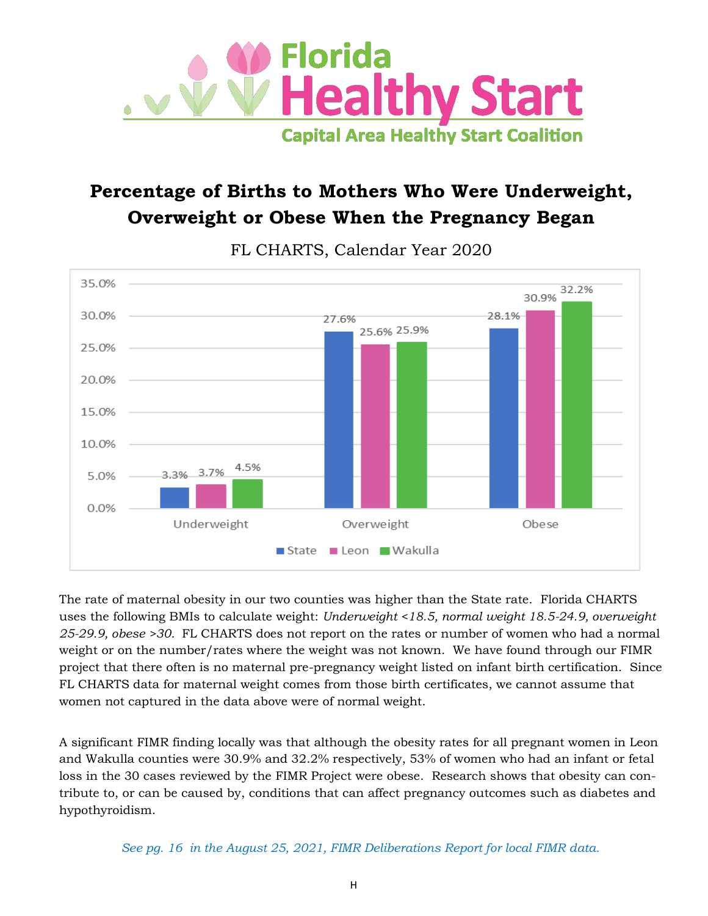Florida Healthy Start

Capital Area Healthy Start Coalition

# Percentage of Births to Mothers Who Were Underweight, Overweight or Obese When the Pregnancy Began

FL CHARTS, Calendar Year 2020

| | State | Leon | Wakulla |
|---|---|---|---|
| Underweight | 3.3% | 3.7% | 4.5% |
| Overweight | 27.6% | 25.6% | 25.9% |
| Obese | 28.1% | 30.9% | 32.2% |

The rate of maternal obesity in our two counties was higher than the State rate. Florida CHARTS uses the following BMIs to calculate weight: *Underweight <18.5, normal weight 18.5-24.9, overweight 25-29.9, obese >30.* FL CHARTS does not report on the rates or number of women who had a normal weight or on the number/rates where the weight was not known. We have found through our FIMR project that there often is no maternal pre-pregnancy weight listed on infant birth certification. Since FL CHARTS data for maternal weight comes from those birth certificates, we cannot assume that women not captured in the data above were of normal weight.

A significant FIMR finding locally was that although the obesity rates for all pregnant women in Leon and Wakulla counties were 30.9% and 32.2% respectively, 53% of women who had an infant or fetal loss in the 30 cases reviewed by the FIMR Project were obese. Research shows that obesity can contribute to, or can be caused by, conditions that can affect pregnancy outcomes such as diabetes and hypothyroidism.

*See pg. 16 in the August 25, 2021, FIMR Deliberations Report for local FIMR data.*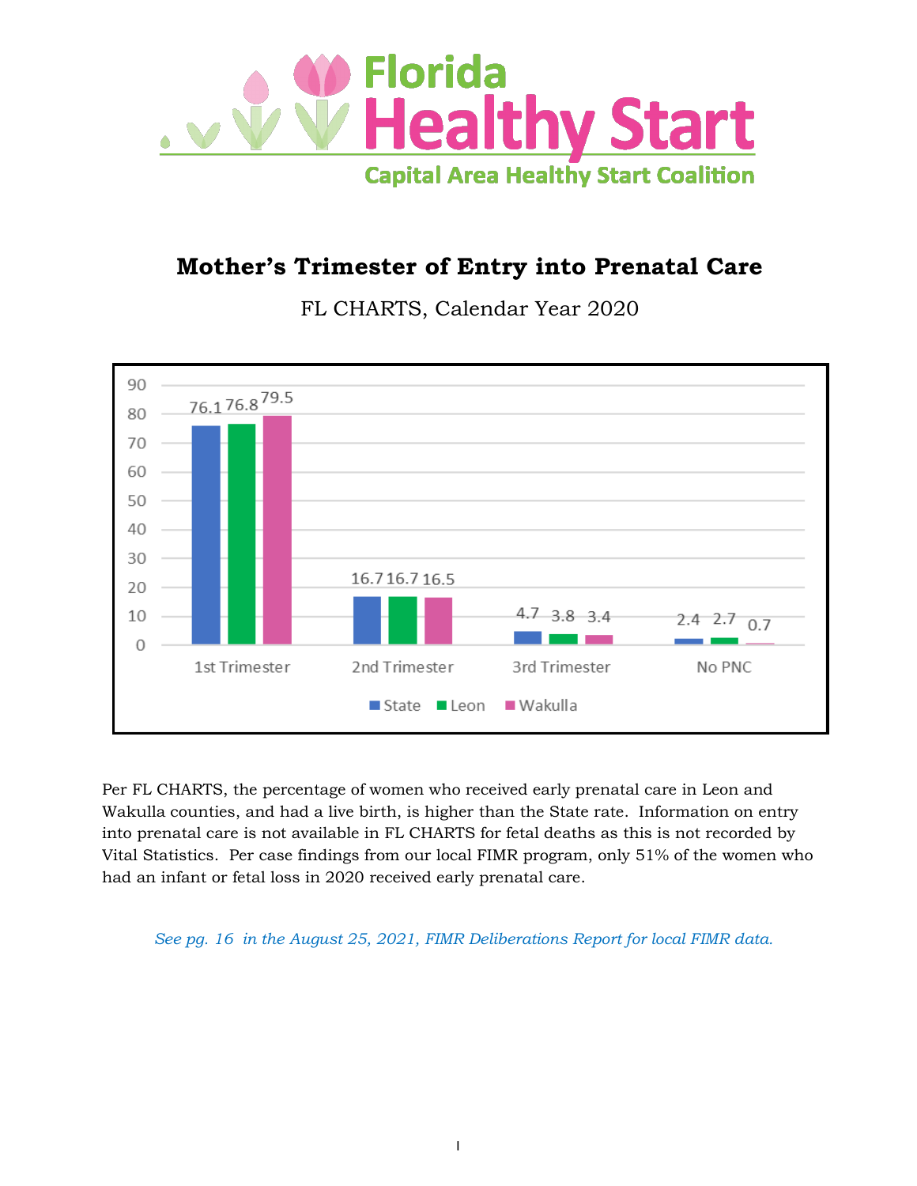Florida Healthy Start

Capital Area Healthy Start Coalition

# Mother's Trimester of Entry into Prenatal Care

FL CHARTS, Calendar Year 2020

| | State | Leon | Wakulla |
|---|---|---|---|
| 1st Trimester | 76.1 | 76.8 | 79.5 |
| 2nd Trimester | 16.7 | 16.7 | 16.5 |
| 3rd Trimester | 4.7 | 3.8 | 3.4 |
| No PNC | 2.4 | 2.7 | 0.7 |

Per FL CHARTS, the percentage of women who received early prenatal care in Leon and Wakulla counties, and had a live birth, is higher than the State rate. Information on entry into prenatal care is not available in FL CHARTS for fetal deaths as this is not recorded by Vital Statistics. Per case findings from our local FIMR program, only 51% of the women who had an infant or fetal loss in 2020 received early prenatal care.

*See pg. 16 in the August 25, 2021, FIMR Deliberations Report for local FIMR data.*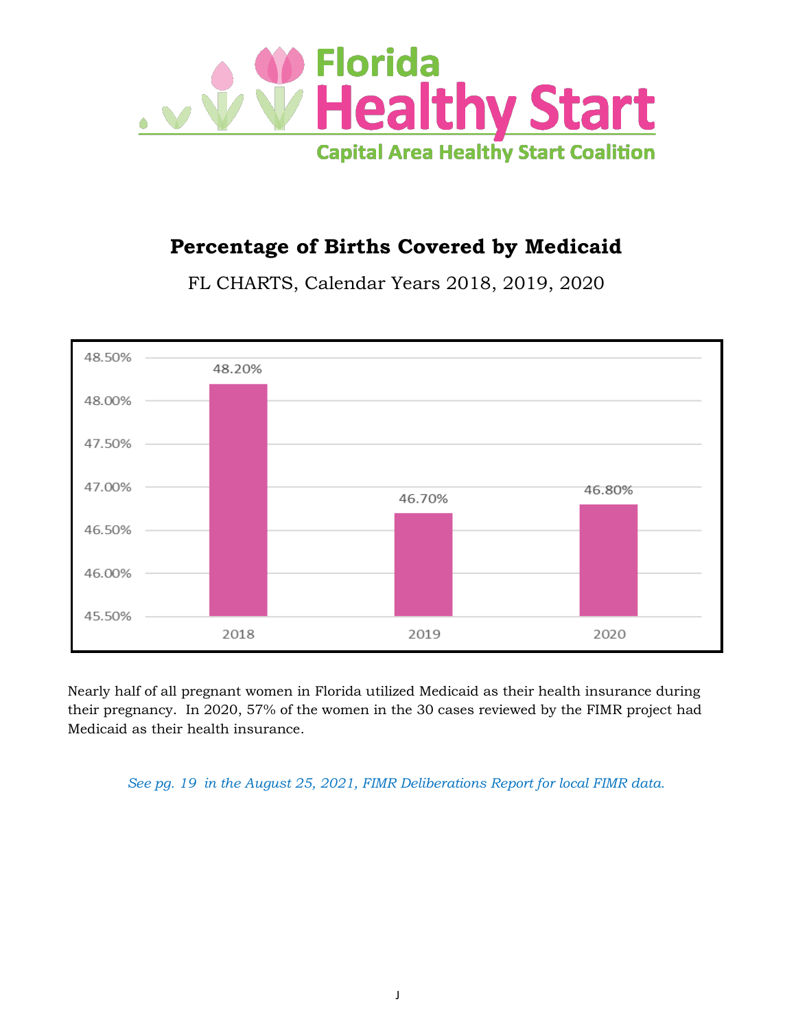Florida Healthy Start

Capital Area Healthy Start Coalition

# Percentage of Births Covered by Medicaid

FL CHARTS, Calendar Years 2018, 2019, 2020

48.50%
48.00%
47.50%
47.00%
46.50%
46.00%
45.50%

48.20%
46.70%
46.80%

2018
2019
2020

Nearly half of all pregnant women in Florida utilized Medicaid as their health insurance during their pregnancy. In 2020, 57% of the women in the 30 cases reviewed by the FIMR project had Medicaid as their health insurance.

*See pg. 19 in the August 25, 2021, FIMR Deliberations Report for local FIMR data.*